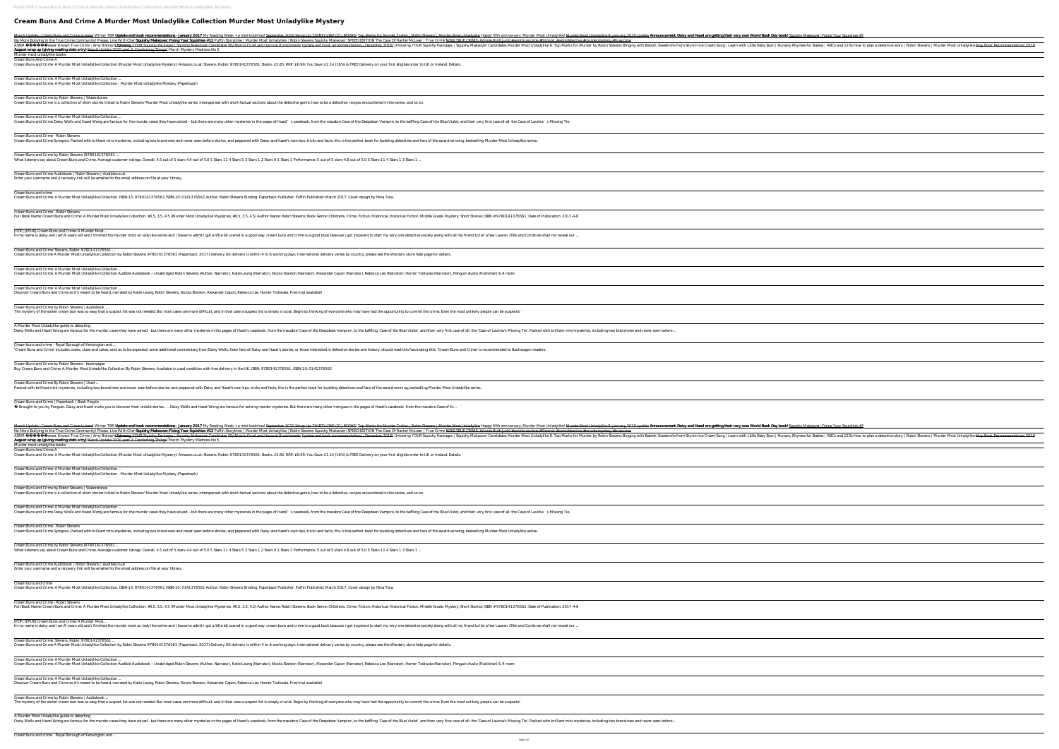# Cream Buns And Crime A Murder Most Unladylike Collection Murder Most Unladylike Mystery

March Update - Cream Buns and Crime is here! Winter TBR **Update and book recommendations - January 2017** My Reading Week + a mini-bookhaul September 2020 Wrap Up: THIRTY-ONE (31) BOOKS! Top Marks for Murder Trailer | Robin Stevens | Murder Most Unladylike Happy fifth anniversary, Murder Most Unladylike! Murder Most Unladylike's January 2020 update **Announcement: Daisy and Hazel are getting their very own World Book Day book!** Squishy Makeover: Fixing Your Squishies #7
No More Bullying in the True Crime Community! Please. Live With Cher **Squishy Makeover: Fixing Your Squishies #12** Puffin Storytime | Murder Most Unladylike | Robin Stevens Squishy Makeover: SPEED EDITION The Case Of Rachel McLean | True Crime NEW TRUE CRIME: Winnie Ruth Judd #amtrucrime #Crimes #murderdetective #murdermystery #truecrime
ASMR ������ Lesser Known True Crime | Amy Bishop **Unboxing** YOUR Squishy Packages | Squishy Makeover Candidates My Mom's Cruel and Unusual Punishments Update and book recommendations - December 2016! Unboxing YOUR Squishy Packages | Squishy Makeover Candidates Murder Most Unladylike 8: Top Marks for Murder by Robin Stevens Binging with Babish: Sweetrolls from Skyrim Ice Cream Song | Learn with Little Baby Bum | Nursery Rhymes for Babies | ABCs and 123s How to plan a detective story | Robin Stevens | Murder Most Unladylike May Book Recommendations 2019
**August wrap up (giving reading stats a try)** March Update 2020 part 2: Comforting Things! March Mystery Madness No 5
Murder most unladylike books

Cream Buns And Crime A
Cream Buns and Crime: A Murder Most Unladylike Collection (Murder Most Unladylike Mystery): Amazon.co.uk: Stevens, Robin: 9780141376561: Books. £5.85. RRP: £6.99. You Save: £1.14 (16%) & FREE Delivery on your first eligible order to UK or Ireland. Details.

Cream Buns and Crime: A Murder Most Unladylike Collection ...
Cream Buns and Crime: A Murder Most Unladylike Collection - Murder Most Unladylike Mystery (Paperback)

Cream Buns and Crime by Robin Stevens | Waterstones
Cream Buns and Crime is a collection of short stories linked to Robin Stevens' Murder Most Unladylike series, interspersed with short factual sections about the detective genre, how to be a detective, recipes encountered in the series, and so on.

Cream Buns and Crime: A Murder Most Unladylike Collection ...
Cream Buns and Crime Daisy Wells and Hazel Wong are famous for the murder cases they have solved – but there are many other mysteries in the pages of Hazel's casebook, from the macabre Case of the Deepdean Vampire, to the baffling Case of the Blue Violet, and their very first case of all: the Case of Lavinia's Missing Tie.

Cream Buns and Crime - Robin Stevens
Cream Buns and Crime Synopsis. Packed with brilliant mini-mysteries, including two brand-new and never seen before stories, and peppered with Daisy and Hazel's own tips, tricks and facts, this is the perfect book for budding detectives and fans of the award-winning, bestselling Murder Most Unladylike series.

Cream Buns and Crime by Robin Stevens (9780141376561 ...
What listeners say about Cream Buns and Crime. Average customer ratings. Overall. 4.5 out of 5 stars 4.4 out of 5.0 5 Stars 11 4 Stars 5 3 Stars 1 2 Stars 0 1 Stars 1 Performance. 5 out of 5 stars 4.8 out of 5.0 5 Stars 11 4 Stars 1 3 Stars 1 ...

Cream Buns and Crime Audiobook | Robin Stevens | Audible.co.uk
Enter your username and a recovery link will be emailed to the email address on file at your library.

Cream buns and crime
Cream Buns and Crime: A Murder Most Unladylike Collection. ISBN-13: 9780141376561 ISBN-10: 0141376562 Author: Robin Stevens Binding: Paperback Publisher: Puffin Published: March 2017. Cover design by Nina Tara.

Cream Buns and Crime - Robin Stevens
Full Book Name: Cream Buns and Crime: A Murder Most Unladylike Collection, #0.5, 3.5, 4.5 (Murder Most Unladylike Mysteries, #0.5, 3.5, 4.5) Author Name: Robin Stevens; Book Genre: Childrens, Crime, Fiction, Historical, Historical Fiction, Middle Grade, Mystery, Short Stories; ISBN # 9780141376561; Date of Publication: 2017-4-6

[PDF] [EPUB] Cream Buns and Crime: A Murder Most ...
hi my name is daisy and i am 9 years old and i finished the murder most un lady like series and i have to admit i got a little bit scared in a good way. cream buns and crime is a good book beacuse i got inspired to start my very one detective society along with all my friend to list a few Lauren, Ollie and Cordie we shall not reveal our ...

Cream Buns and Crime: Stevens, Robin: 9780141376561 ...
Cream Buns and Crime A Murder Most Unladylike Collection by Robin Stevens 9780141376561 (Paperback, 2017) Delivery UK delivery is within 4 to 6 working days. International delivery varies by country, please see the Wordery store help page for details.

Cream Buns and Crime: A Murder Most Unladylike Collection ...
Cream Buns and Crime: A Murder Most Unladylike Collection Audible Audiobook – Unabridged Robin Stevens (Author, Narrator), Katie Leung (Narrator), Nicola Stanton (Narrator), Alexander Capon (Narrator), Rebecca Lee (Narrator), Homer Todiwala (Narrator), Penguin Audio (Publisher) & 4 more

Cream Buns and Crime: A Murder Most Unladylike Collection ...
Discover Cream Buns and Crime as it's meant to be heard, narrated by Katie Leung, Robin Stevens, Nicola Stanton, Alexander Capon, Rebecca Lee, Homer Todiwala. Free trial available!

Cream Buns and Crime by Robin Stevens | Audiobook ...
The mystery of the stolen cream bun was so easy that a suspect list was not needed. But most cases are more difficult, and in that case a suspect list is simply crucial. Begin by thinking of everyone who may have had the opportunity to commit the crime. Even the most unlikely people can be suspects!

A Murder Most Unladylike guide to detecting
Daisy Wells and Hazel Wong are famous for the murder cases they have solved - but there are many other mysteries in the pages of Hazel's casebook, from the macabre 'Case of the Deepdean Vampire', to the baffling 'Case of the Blue Violet', and their very first case of all: the 'Case of Lavinia's Missing Tie'. Packed with brilliant mini-mysteries, including two brand-new and never seen before ...

Cream buns and crime - Royal Borough of Kensington and ...
'Cream Buns and Crime' includes codes, clues and cakes, and, as to be expected, some additional commentary from Daisy Wells. Keen fans of Daisy and Hazel's stories, or those interested in detective stories and history, should read this fascinating title. 'Cream Buns and Crime' is recommended to Bookwagon readers.

Cream Buns and Crime by Robin Stevens - bookwagon
Buy Cream Buns and Crime: A Murder Most Unladylike Collection By Robin Stevens. Available in used condition with free delivery in the UK. ISBN: 9780141376561. ISBN-10: 0141376562

Cream Buns and Crime By Robin Stevens | Used ...
Packed with brilliant mini-mysteries, including two brand-new and never seen before stories, and peppered with Daisy and Hazel's own tips, tricks and facts, this is the perfect book for budding detectives and fans of the award-winning, bestselling Murder Most Unladylike series.

Cream Buns and Crime | Paperback | Book People
� Brought to you by Penguin. Daisy and Hazel invite you to discover their untold stories . . . Daisy Wells and Hazel Wong are famous for solving murder mysteries. But there are many other intrigues in the pages of Hazel's casebook, from the macabre Case of th...

March Update - Cream Buns and Crime is here! Winter TBR **Update and book recommendations - January 2017** My Reading Week + a mini-bookhaul September 2020 Wrap Up: THIRTY-ONE (31) BOOKS! Top Marks for Murder Trailer | Robin Stevens | Murder Most Unladylike Happy fifth anniversary, Murder Most Unladylike! Murder Most Unladylike's January 2020 update **Announcement: Daisy and Hazel are getting their very own World Book Day book!** Squishy Makeover: Fixing Your Squishies #7
No More Bullying in the True Crime Community! Please. Live With Cher **Squishy Makeover: Fixing Your Squishies #12** Puffin Storytime | Murder Most Unladylike | Robin Stevens Squishy Makeover: SPEED EDITION The Case Of Rachel McLean | True Crime NEW TRUE CRIME: Winnie Ruth Judd #amtrucrime #Crimes #murderdetective #murdermystery #truecrime
ASMR ������ Lesser Known True Crime | Amy Bishop **Unboxing** YOUR Squishy Packages | Squishy Makeover Candidates My Mom's Cruel and Unusual Punishments Update and book recommendations - December 2016! Unboxing YOUR Squishy Packages | Squishy Makeover Candidates Murder Most Unladylike 8: Top Marks for Murder by Robin Stevens Binging with Babish: Sweetrolls from Skyrim Ice Cream Song | Learn with Little Baby Bum | Nursery Rhymes for Babies | ABCs and 123s How to plan a detective story | Robin Stevens | Murder Most Unladylike May Book Recommendations 2019
**August wrap up (giving reading stats a try)** March Update 2020 part 2: Comforting Things! March Mystery Madness No 5
Murder most unladylike books

Cream Buns And Crime A
Cream Buns and Crime: A Murder Most Unladylike Collection (Murder Most Unladylike Mystery): Amazon.co.uk: Stevens, Robin: 9780141376561: Books. £5.85. RRP: £6.99. You Save: £1.14 (16%) & FREE Delivery on your first eligible order to UK or Ireland. Details.

Cream Buns and Crime: A Murder Most Unladylike Collection ...
Cream Buns and Crime: A Murder Most Unladylike Collection - Murder Most Unladylike Mystery (Paperback)

Cream Buns and Crime by Robin Stevens | Waterstones
Cream Buns and Crime is a collection of short stories linked to Robin Stevens' Murder Most Unladylike series, interspersed with short factual sections about the detective genre, how to be a detective, recipes encountered in the series, and so on.

Cream Buns and Crime: A Murder Most Unladylike Collection ...
Cream Buns and Crime Daisy Wells and Hazel Wong are famous for the murder cases they have solved – but there are many other mysteries in the pages of Hazel's casebook, from the macabre Case of the Deepdean Vampire, to the baffling Case of the Blue Violet, and their very first case of all: the Case of Lavinia's Missing Tie.

Cream Buns and Crime - Robin Stevens
Cream Buns and Crime Synopsis. Packed with brilliant mini-mysteries, including two brand-new and never seen before stories, and peppered with Daisy and Hazel's own tips, tricks and facts, this is the perfect book for budding detectives and fans of the award-winning, bestselling Murder Most Unladylike series.

Cream Buns and Crime by Robin Stevens (9780141376561 ...
What listeners say about Cream Buns and Crime. Average customer ratings. Overall. 4.5 out of 5 stars 4.4 out of 5.0 5 Stars 11 4 Stars 5 3 Stars 1 2 Stars 0 1 Stars 1 Performance. 5 out of 5 stars 4.8 out of 5.0 5 Stars 11 4 Stars 1 3 Stars 1 ...

Cream Buns and Crime Audiobook | Robin Stevens | Audible.co.uk
Enter your username and a recovery link will be emailed to the email address on file at your library.

Cream buns and crime
Cream Buns and Crime: A Murder Most Unladylike Collection. ISBN-13: 9780141376561 ISBN-10: 0141376562 Author: Robin Stevens Binding: Paperback Publisher: Puffin Published: March 2017. Cover design by Nina Tara.

Cream Buns and Crime - Robin Stevens
Full Book Name: Cream Buns and Crime: A Murder Most Unladylike Collection, #0.5, 3.5, 4.5 (Murder Most Unladylike Mysteries, #0.5, 3.5, 4.5) Author Name: Robin Stevens; Book Genre: Childrens, Crime, Fiction, Historical, Historical Fiction, Middle Grade, Mystery, Short Stories; ISBN # 9780141376561; Date of Publication: 2017-4-6

[PDF] [EPUB] Cream Buns and Crime: A Murder Most ...
hi my name is daisy and i am 9 years old and i finished the murder most un lady like series and i have to admit i got a little bit scared in a good way. cream buns and crime is a good book beacuse i got inspired to start my very one detective society along with all my friend to list a few Lauren, Ollie and Cordie we shall not reveal our ...

Cream Buns and Crime: Stevens, Robin: 9780141376561 ...
Cream Buns and Crime A Murder Most Unladylike Collection by Robin Stevens 9780141376561 (Paperback, 2017) Delivery UK delivery is within 4 to 6 working days. International delivery varies by country, please see the Wordery store help page for details.

Cream Buns and Crime: A Murder Most Unladylike Collection ...
Cream Buns and Crime: A Murder Most Unladylike Collection Audible Audiobook – Unabridged Robin Stevens (Author, Narrator), Katie Leung (Narrator), Nicola Stanton (Narrator), Alexander Capon (Narrator), Rebecca Lee (Narrator), Homer Todiwala (Narrator), Penguin Audio (Publisher) & 4 more

Cream Buns and Crime: A Murder Most Unladylike Collection ...
Discover Cream Buns and Crime as it's meant to be heard, narrated by Katie Leung, Robin Stevens, Nicola Stanton, Alexander Capon, Rebecca Lee, Homer Todiwala. Free trial available!

Cream Buns and Crime by Robin Stevens | Audiobook ...
The mystery of the stolen cream bun was so easy that a suspect list was not needed. But most cases are more difficult, and in that case a suspect list is simply crucial. Begin by thinking of everyone who may have had the opportunity to commit the crime. Even the most unlikely people can be suspects!

A Murder Most Unladylike guide to detecting
Daisy Wells and Hazel Wong are famous for the murder cases they have solved - but there are many other mysteries in the pages of Hazel's casebook, from the macabre 'Case of the Deepdean Vampire', to the baffling 'Case of the Blue Violet', and their very first case of all: the 'Case of Lavinia's Missing Tie'. Packed with brilliant mini-mysteries, including two brand-new and never seen before ...

Cream buns and crime - Royal Borough of Kensington and ...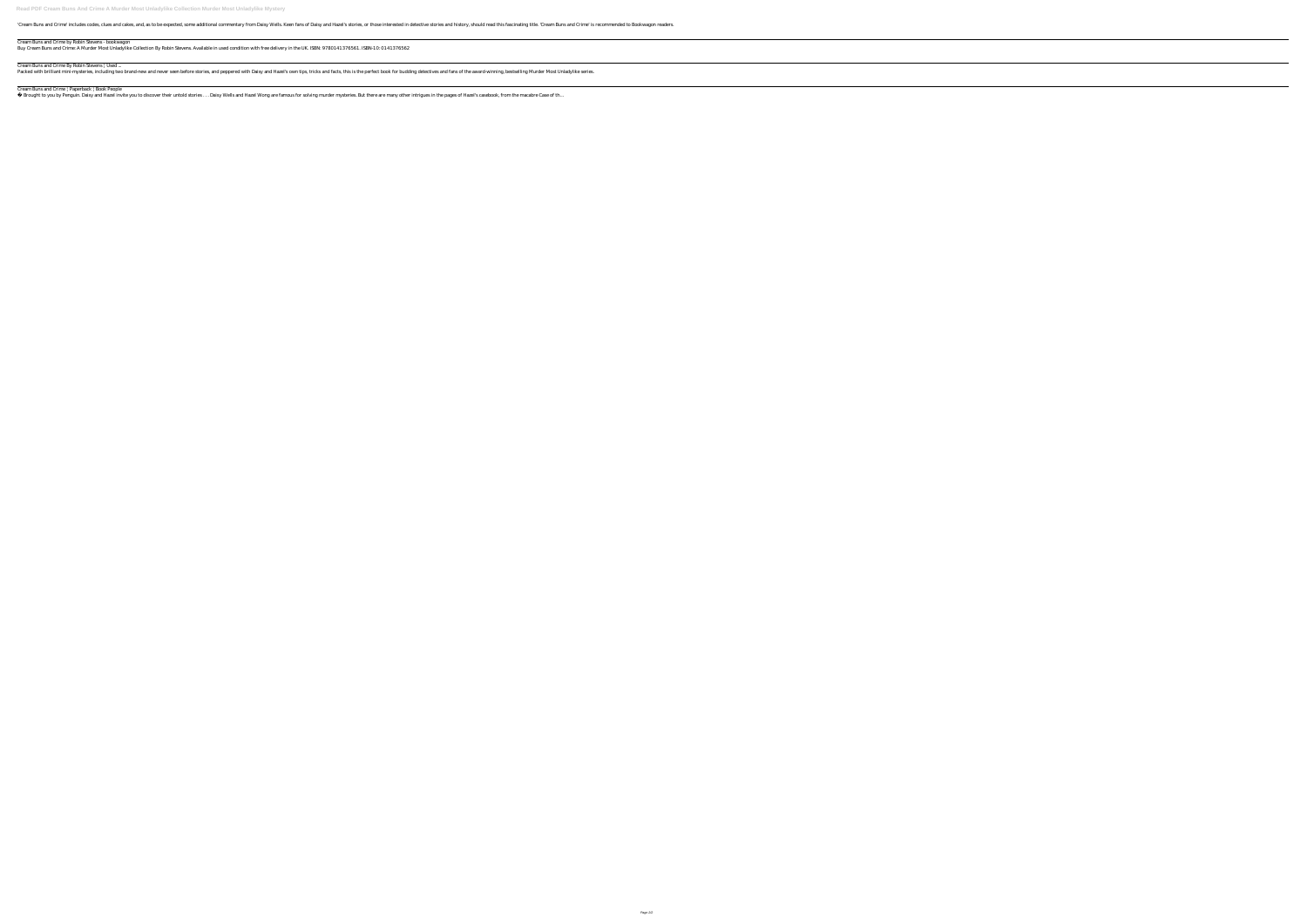'Cream Buns and Crime' includes codes, clues and cakes, and, as to be expected, some additional commentary from Daisy Wells. Keen fans of Daisy and Hazel's stories, or those interested in detective stories and history, should read this fascinating title. 'Cream Buns and Crime' is recommended to Bookwagon readers.

Cream Buns and Crime by Robin Stevens - bookwagon

Buy Cream Buns and Crime: A Murder Most Unladylike Collection By Robin Stevens. Available in used condition with free delivery in the UK. ISBN: 9780141376561. ISBN-10: 0141376562

Cream Buns and Crime By Robin Stevens | Used ...

Packed with brilliant mini-mysteries, including two brand-new and never seen before stories, and peppered with Daisy and Hazel's own tips, tricks and facts, this is the perfect book for budding detectives and fans of the award-winning, bestselling Murder Most Unladylike series.

Cream Buns and Crime | Paperback | Book People

� Brought to you by Penguin. Daisy and Hazel invite you to discover their untold stories . . . Daisy Wells and Hazel Wong are famous for solving murder mysteries. But there are many other intrigues in the pages of Hazel's casebook, from the macabre Case of th...